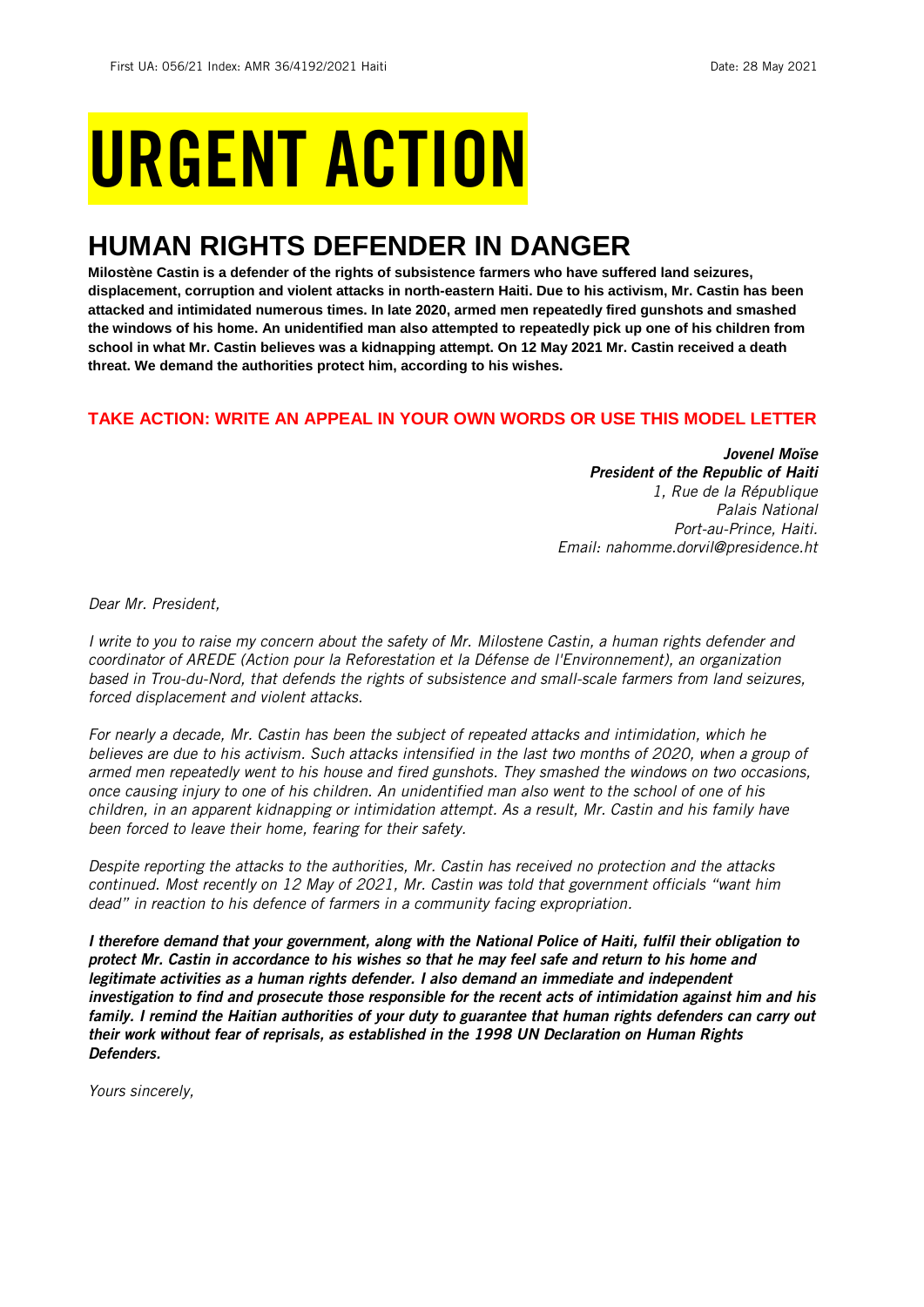First UA: 056/21 Index: AMR 36/4192/2021 Haiti Date: 28 May 2021

# URGENT ACTION

## HUMAN RIGHTS DEFENDER IN DANGER

**Milostène Castin is a defender of the rights of subsistence farmers who have suffered land seizures, displacement, corruption and violent attacks in north-eastern Haiti. Due to his activism, Mr. Castin has been attacked and intimidated numerous times. In late 2020, armed men repeatedly fired gunshots and smashed the windows of his home. An unidentified man also attempted to repeatedly pick up one of his children from school in what Mr. Castin believes was a kidnapping attempt. On 12 May 2021 Mr. Castin received a death threat. We demand the authorities protect him, according to his wishes.**

### TAKE ACTION: WRITE AN APPEAL IN YOUR OWN WORDS OR USE THIS MODEL LETTER

***Jovenel Moïse***
***President of the Republic of Haiti***
*1, Rue de la République*
*Palais National*
*Port-au-Prince, Haiti.*
*Email: nahomme.dorvil@presidence.ht*

*Dear Mr. President,*

*I write to you to raise my concern about the safety of Mr. Milostene Castin, a human rights defender and coordinator of AREDE (Action pour la Reforestation et la Défense de l'Environnement), an organization based in Trou-du-Nord, that defends the rights of subsistence and small-scale farmers from land seizures, forced displacement and violent attacks.*

*For nearly a decade, Mr. Castin has been the subject of repeated attacks and intimidation, which he believes are due to his activism. Such attacks intensified in the last two months of 2020, when a group of armed men repeatedly went to his house and fired gunshots. They smashed the windows on two occasions, once causing injury to one of his children. An unidentified man also went to the school of one of his children, in an apparent kidnapping or intimidation attempt. As a result, Mr. Castin and his family have been forced to leave their home, fearing for their safety.*

*Despite reporting the attacks to the authorities, Mr. Castin has received no protection and the attacks continued. Most recently on 12 May of 2021, Mr. Castin was told that government officials "want him dead" in reaction to his defence of farmers in a community facing expropriation.*

***I therefore demand that your government, along with the National Police of Haiti, fulfil their obligation to protect Mr. Castin in accordance to his wishes so that he may feel safe and return to his home and legitimate activities as a human rights defender. I also demand an immediate and independent investigation to find and prosecute those responsible for the recent acts of intimidation against him and his family. I remind the Haitian authorities of your duty to guarantee that human rights defenders can carry out their work without fear of reprisals, as established in the 1998 UN Declaration on Human Rights Defenders.***

*Yours sincerely,*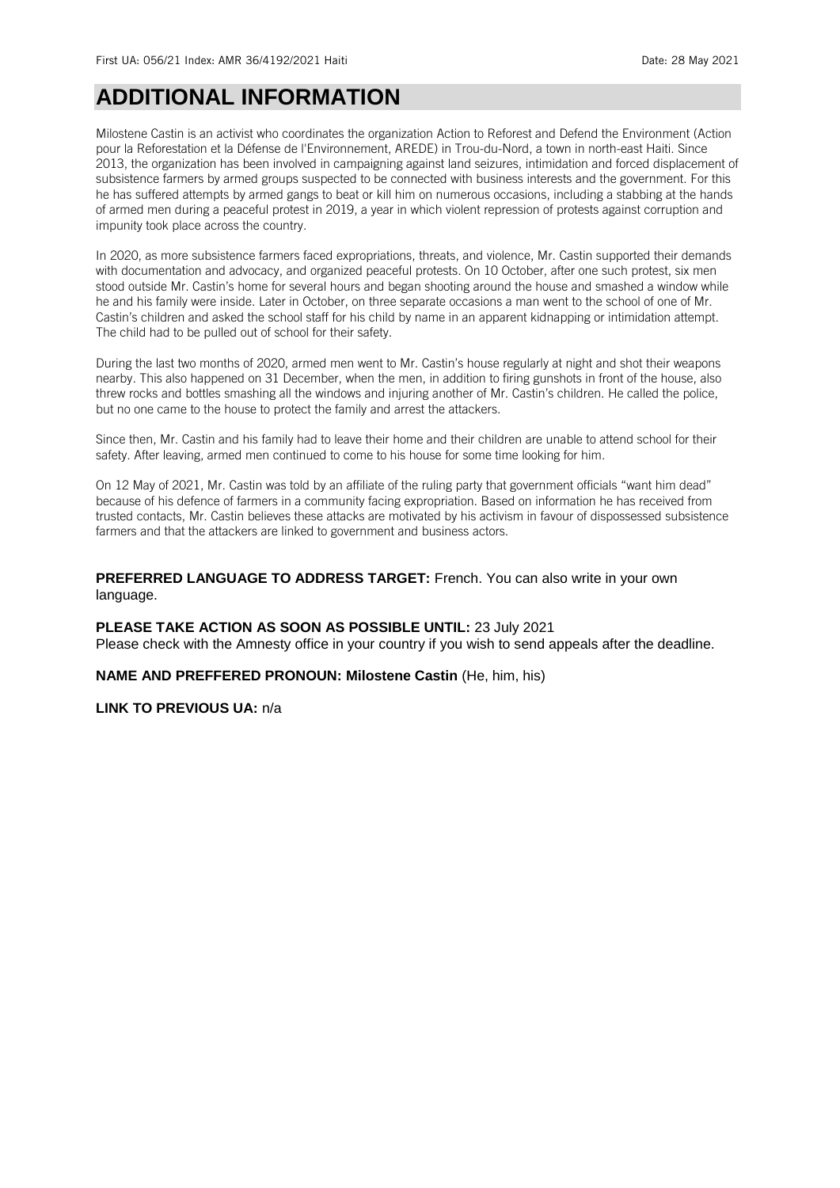# ADDITIONAL INFORMATION

Milostene Castin is an activist who coordinates the organization Action to Reforest and Defend the Environment (Action pour la Reforestation et la Défense de l'Environnement, AREDE) in Trou-du-Nord, a town in north-east Haiti. Since 2013, the organization has been involved in campaigning against land seizures, intimidation and forced displacement of subsistence farmers by armed groups suspected to be connected with business interests and the government. For this he has suffered attempts by armed gangs to beat or kill him on numerous occasions, including a stabbing at the hands of armed men during a peaceful protest in 2019, a year in which violent repression of protests against corruption and impunity took place across the country.

In 2020, as more subsistence farmers faced expropriations, threats, and violence, Mr. Castin supported their demands with documentation and advocacy, and organized peaceful protests. On 10 October, after one such protest, six men stood outside Mr. Castin's home for several hours and began shooting around the house and smashed a window while he and his family were inside. Later in October, on three separate occasions a man went to the school of one of Mr. Castin's children and asked the school staff for his child by name in an apparent kidnapping or intimidation attempt. The child had to be pulled out of school for their safety.

During the last two months of 2020, armed men went to Mr. Castin's house regularly at night and shot their weapons nearby. This also happened on 31 December, when the men, in addition to firing gunshots in front of the house, also threw rocks and bottles smashing all the windows and injuring another of Mr. Castin's children. He called the police, but no one came to the house to protect the family and arrest the attackers.

Since then, Mr. Castin and his family had to leave their home and their children are unable to attend school for their safety. After leaving, armed men continued to come to his house for some time looking for him.

On 12 May of 2021, Mr. Castin was told by an affiliate of the ruling party that government officials "want him dead" because of his defence of farmers in a community facing expropriation. Based on information he has received from trusted contacts, Mr. Castin believes these attacks are motivated by his activism in favour of dispossessed subsistence farmers and that the attackers are linked to government and business actors.

**PREFERRED LANGUAGE TO ADDRESS TARGET:** French. You can also write in your own language.

**PLEASE TAKE ACTION AS SOON AS POSSIBLE UNTIL:** 23 July 2021
Please check with the Amnesty office in your country if you wish to send appeals after the deadline.

**NAME AND PREFFERED PRONOUN: Milostene Castin** (He, him, his)

**LINK TO PREVIOUS UA:** n/a